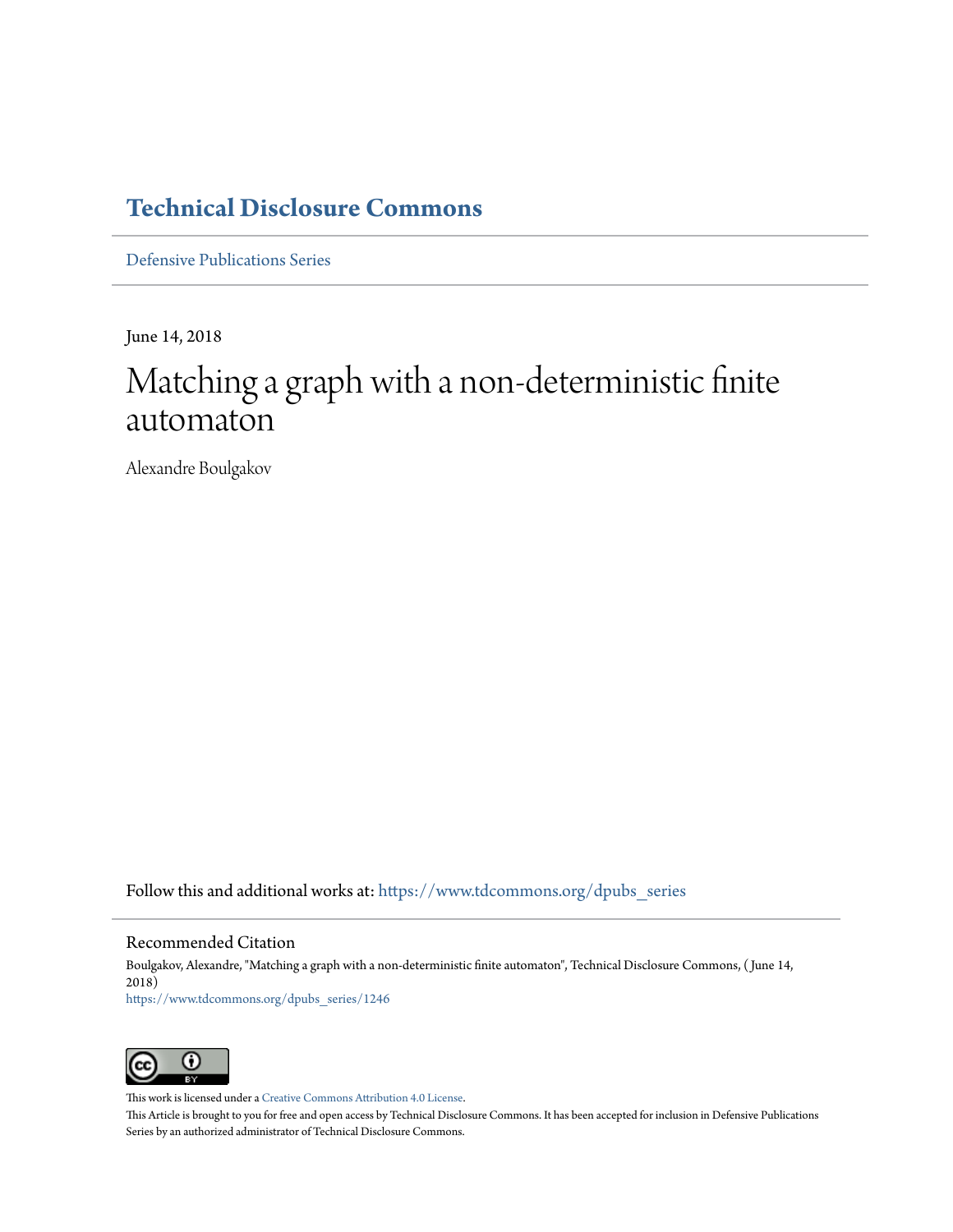# Technical Disclosure Commons

Defensive Publications Series

June 14, 2018

# Matching a graph with a non-deterministic finite automaton

Alexandre Boulgakov

Follow this and additional works at: https://www.tdcommons.org/dpubs_series

## Recommended Citation

Boulgakov, Alexandre, "Matching a graph with a non-deterministic finite automaton", Technical Disclosure Commons, ( June 14, 2018)
https://www.tdcommons.org/dpubs_series/1246

This work is licensed under a Creative Commons Attribution 4.0 License.
This Article is brought to you for free and open access by Technical Disclosure Commons. It has been accepted for inclusion in Defensive Publications Series by an authorized administrator of Technical Disclosure Commons.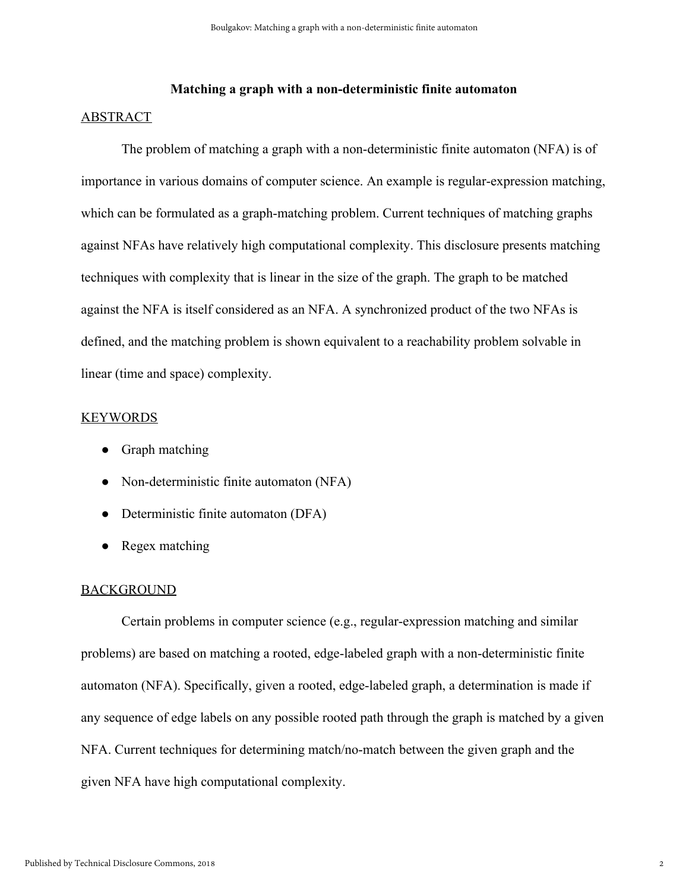## Matching a graph with a non-deterministic finite automaton

### ABSTRACT

The problem of matching a graph with a non-deterministic finite automaton (NFA) is of importance in various domains of computer science. An example is regular-expression matching, which can be formulated as a graph-matching problem. Current techniques of matching graphs against NFAs have relatively high computational complexity. This disclosure presents matching techniques with complexity that is linear in the size of the graph. The graph to be matched against the NFA is itself considered as an NFA. A synchronized product of the two NFAs is defined, and the matching problem is shown equivalent to a reachability problem solvable in linear (time and space) complexity.

### KEYWORDS

- Graph matching
- Non-deterministic finite automaton (NFA)
- Deterministic finite automaton (DFA)
- Regex matching

### BACKGROUND

Certain problems in computer science (e.g., regular-expression matching and similar problems) are based on matching a rooted, edge-labeled graph with a non-deterministic finite automaton (NFA). Specifically, given a rooted, edge-labeled graph, a determination is made if any sequence of edge labels on any possible rooted path through the graph is matched by a given NFA. Current techniques for determining match/no-match between the given graph and the given NFA have high computational complexity.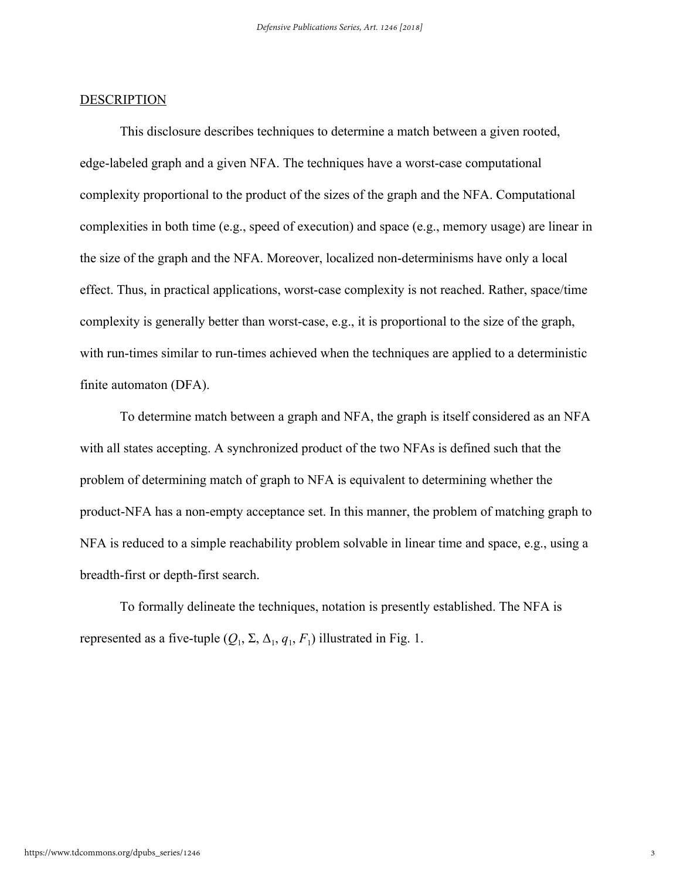DESCRIPTION

This disclosure describes techniques to determine a match between a given rooted, edge-labeled graph and a given NFA. The techniques have a worst-case computational complexity proportional to the product of the sizes of the graph and the NFA. Computational complexities in both time (e.g., speed of execution) and space (e.g., memory usage) are linear in the size of the graph and the NFA. Moreover, localized non-determinisms have only a local effect. Thus, in practical applications, worst-case complexity is not reached. Rather, space/time complexity is generally better than worst-case, e.g., it is proportional to the size of the graph, with run-times similar to run-times achieved when the techniques are applied to a deterministic finite automaton (DFA).

To determine match between a graph and NFA, the graph is itself considered as an NFA with all states accepting. A synchronized product of the two NFAs is defined such that the problem of determining match of graph to NFA is equivalent to determining whether the product-NFA has a non-empty acceptance set. In this manner, the problem of matching graph to NFA is reduced to a simple reachability problem solvable in linear time and space, e.g., using a breadth-first or depth-first search.

To formally delineate the techniques, notation is presently established. The NFA is represented as a five-tuple ($Q_1$, $\Sigma$, $\Delta_1$, $q_1$, $F_1$) illustrated in Fig. 1.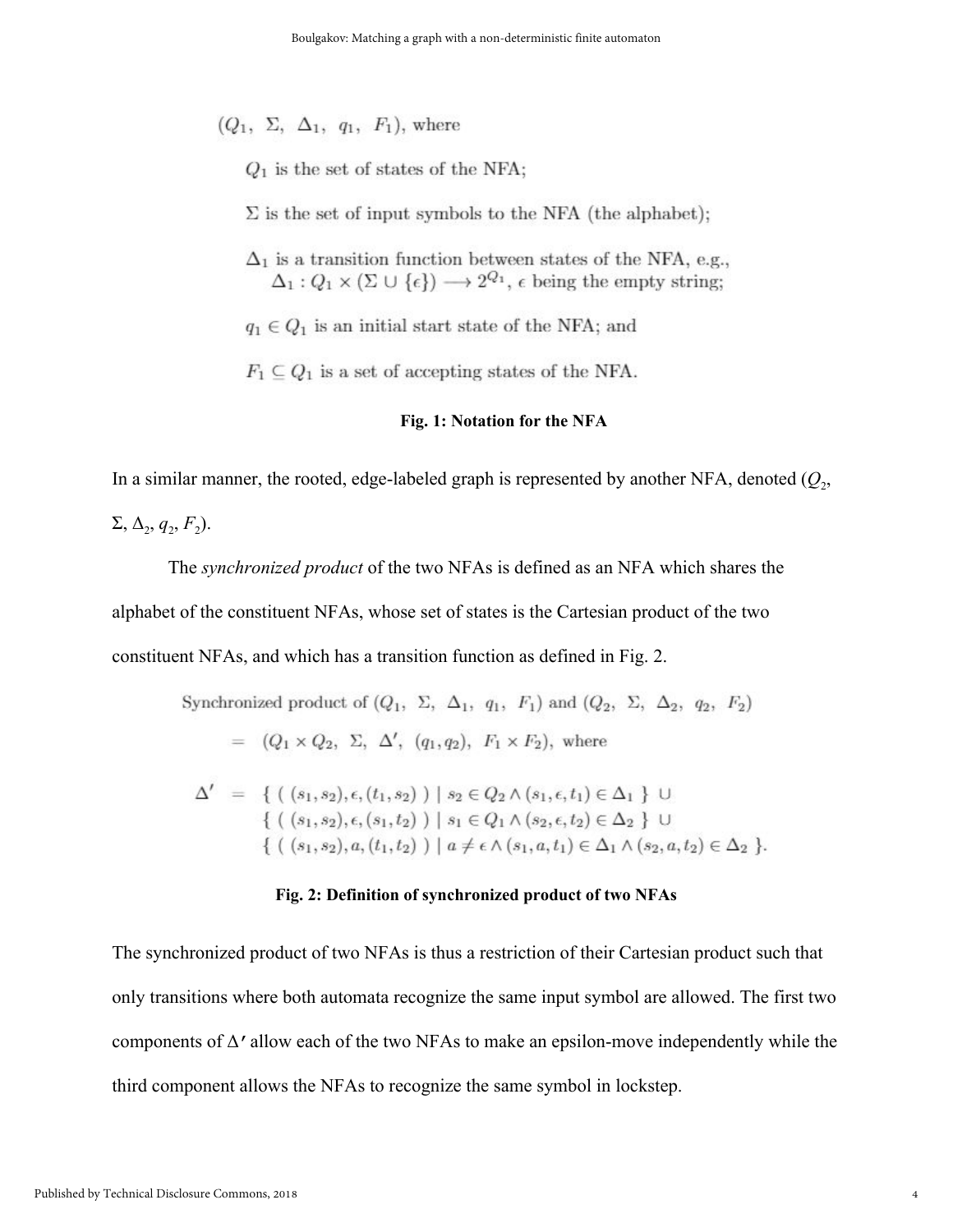$(Q_1,\ \Sigma,\ \Delta_1,\ q_1,\ F_1)$, where

$Q_1$ is the set of states of the NFA;

$\Sigma$ is the set of input symbols to the NFA (the alphabet);

$\Delta_1$ is a transition function between states of the NFA, e.g., $\Delta_1 : Q_1 \times (\Sigma \cup \{\epsilon\}) \longrightarrow 2^{Q_1}$, $\epsilon$ being the empty string;

$q_1 \in Q_1$ is an initial start state of the NFA; and

$F_1 \subseteq Q_1$ is a set of accepting states of the NFA.

**Fig. 1: Notation for the NFA**

In a similar manner, the rooted, edge-labeled graph is represented by another NFA, denoted ($Q_2$, $\Sigma$, $\Delta_2$, $q_2$, $F_2$).

The *synchronized product* of the two NFAs is defined as an NFA which shares the alphabet of the constituent NFAs, whose set of states is the Cartesian product of the two constituent NFAs, and which has a transition function as defined in Fig. 2.

Synchronized product of $(Q_1,\ \Sigma,\ \Delta_1,\ q_1,\ F_1)$ and $(Q_2,\ \Sigma,\ \Delta_2,\ q_2,\ F_2)$

$$= \ (Q_1 \times Q_2,\ \Sigma,\ \Delta',\ (q_1, q_2),\ F_1 \times F_2), \text{ where}$$

$$\begin{aligned}
\Delta' \ = \ & \{\ (\ (s_1, s_2), \epsilon, (t_1, s_2)\ )\ \mid s_2 \in Q_2 \wedge (s_1, \epsilon, t_1) \in \Delta_1\ \}\ \cup \\
& \{\ (\ (s_1, s_2), \epsilon, (s_1, t_2)\ )\ \mid s_1 \in Q_1 \wedge (s_2, \epsilon, t_2) \in \Delta_2\ \}\ \cup \\
& \{\ (\ (s_1, s_2), a, (t_1, t_2)\ )\ \mid a \neq \epsilon \wedge (s_1, a, t_1) \in \Delta_1 \wedge (s_2, a, t_2) \in \Delta_2\ \}.
\end{aligned}$$

**Fig. 2: Definition of synchronized product of two NFAs**

The synchronized product of two NFAs is thus a restriction of their Cartesian product such that only transitions where both automata recognize the same input symbol are allowed. The first two components of $\Delta'$ allow each of the two NFAs to make an epsilon-move independently while the third component allows the NFAs to recognize the same symbol in lockstep.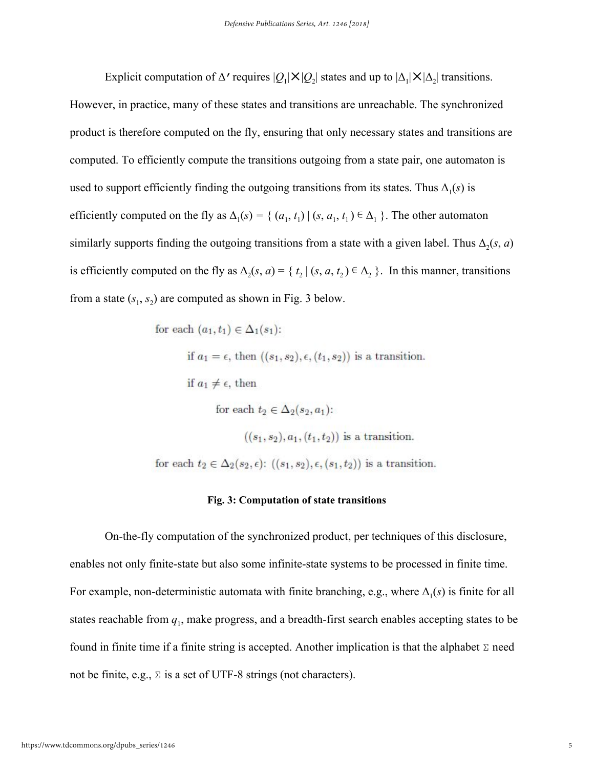Explicit computation of $\Delta'$ requires $|Q_1|\times|Q_2|$ states and up to $|\Delta_1|\times|\Delta_2|$ transitions. However, in practice, many of these states and transitions are unreachable. The synchronized product is therefore computed on the fly, ensuring that only necessary states and transitions are computed. To efficiently compute the transitions outgoing from a state pair, one automaton is used to support efficiently finding the outgoing transitions from its states. Thus $\Delta_1(s)$ is efficiently computed on the fly as $\Delta_1(s) = \{ (a_1, t_1) \mid (s, a_1, t_1) \in \Delta_1 \}$. The other automaton similarly supports finding the outgoing transitions from a state with a given label. Thus $\Delta_2(s, a)$ is efficiently computed on the fly as $\Delta_2(s, a) = \{ t_2 \mid (s, a, t_2) \in \Delta_2 \}$. In this manner, transitions from a state $(s_1, s_2)$ are computed as shown in Fig. 3 below.

> for each $(a_1, t_1) \in \Delta_1(s_1)$:
>
> > if $a_1 = \epsilon$, then $((s_1, s_2), \epsilon, (t_1, s_2))$ is a transition.
> >
> > if $a_1 \neq \epsilon$, then
> >
> > > for each $t_2 \in \Delta_2(s_2, a_1)$:
> > >
> > > > $((s_1, s_2), a_1, (t_1, t_2))$ is a transition.
>
> for each $t_2 \in \Delta_2(s_2, \epsilon)$: $((s_1, s_2), \epsilon, (s_1, t_2))$ is a transition.

**Fig. 3: Computation of state transitions**

On-the-fly computation of the synchronized product, per techniques of this disclosure, enables not only finite-state but also some infinite-state systems to be processed in finite time. For example, non-deterministic automata with finite branching, e.g., where $\Delta_1(s)$ is finite for all states reachable from $q_1$, make progress, and a breadth-first search enables accepting states to be found in finite time if a finite string is accepted. Another implication is that the alphabet $\Sigma$ need not be finite, e.g., $\Sigma$ is a set of UTF-8 strings (not characters).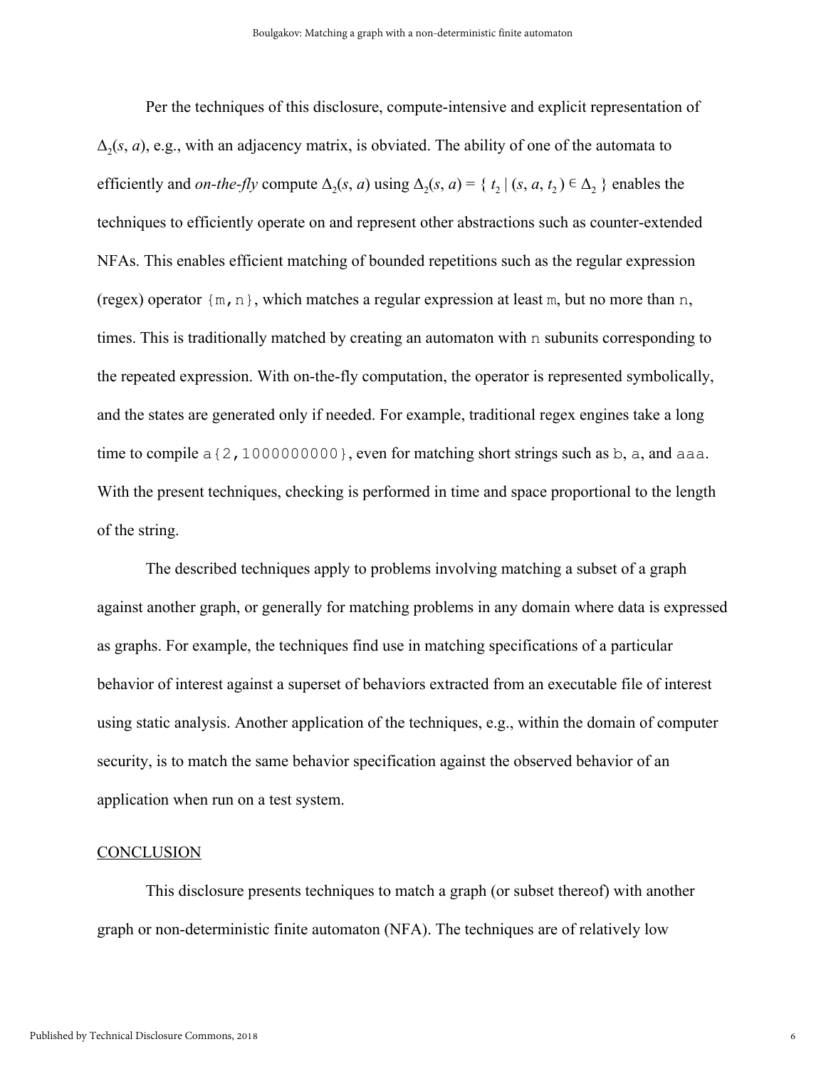Per the techniques of this disclosure, compute-intensive and explicit representation of $\Delta_2(s, a)$, e.g., with an adjacency matrix, is obviated. The ability of one of the automata to efficiently and *on-the-fly* compute $\Delta_2(s, a)$ using $\Delta_2(s, a) = \{ t_2 \mid (s, a, t_2) \in \Delta_2 \}$ enables the techniques to efficiently operate on and represent other abstractions such as counter-extended NFAs. This enables efficient matching of bounded repetitions such as the regular expression (regex) operator `{m,n}`, which matches a regular expression at least `m`, but no more than `n`, times. This is traditionally matched by creating an automaton with `n` subunits corresponding to the repeated expression. With on-the-fly computation, the operator is represented symbolically, and the states are generated only if needed. For example, traditional regex engines take a long time to compile `a{2,1000000000}`, even for matching short strings such as `b`, `a`, and `aaa`. With the present techniques, checking is performed in time and space proportional to the length of the string.

The described techniques apply to problems involving matching a subset of a graph against another graph, or generally for matching problems in any domain where data is expressed as graphs. For example, the techniques find use in matching specifications of a particular behavior of interest against a superset of behaviors extracted from an executable file of interest using static analysis. Another application of the techniques, e.g., within the domain of computer security, is to match the same behavior specification against the observed behavior of an application when run on a test system.

## CONCLUSION

This disclosure presents techniques to match a graph (or subset thereof) with another graph or non-deterministic finite automaton (NFA). The techniques are of relatively low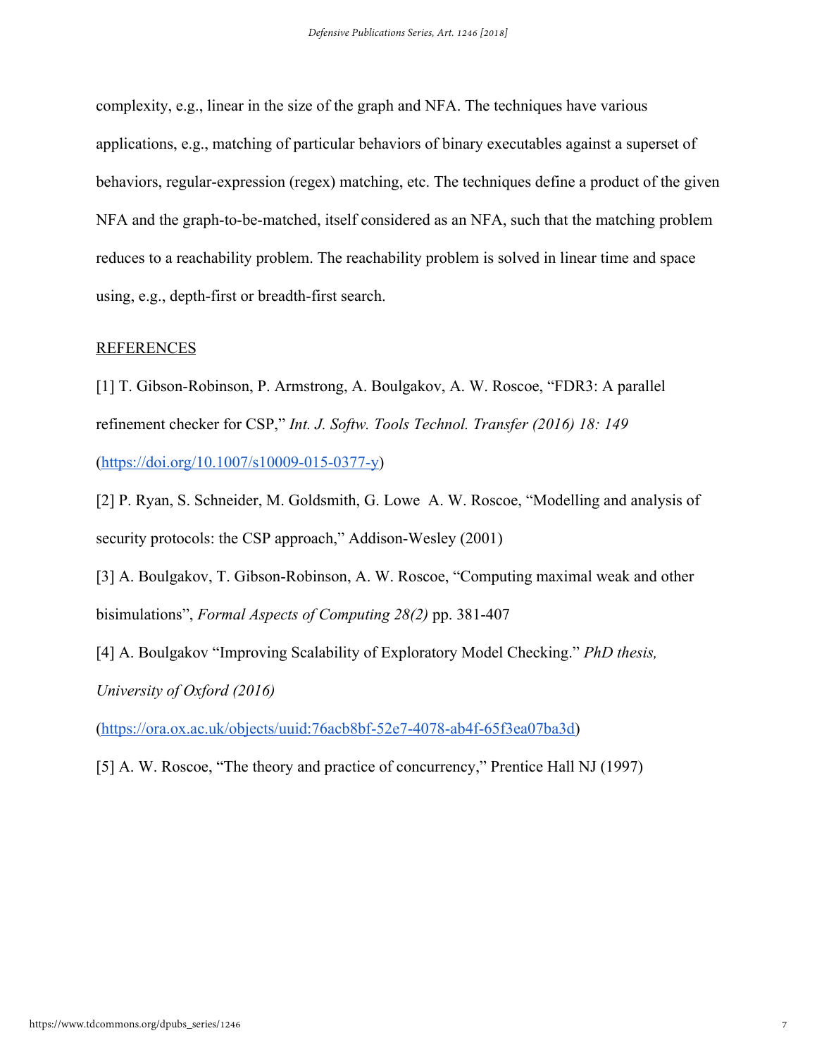complexity, e.g., linear in the size of the graph and NFA. The techniques have various applications, e.g., matching of particular behaviors of binary executables against a superset of behaviors, regular-expression (regex) matching, etc. The techniques define a product of the given NFA and the graph-to-be-matched, itself considered as an NFA, such that the matching problem reduces to a reachability problem. The reachability problem is solved in linear time and space using, e.g., depth-first or breadth-first search.

REFERENCES

[1] T. Gibson-Robinson, P. Armstrong, A. Boulgakov, A. W. Roscoe, "FDR3: A parallel refinement checker for CSP," *Int. J. Softw. Tools Technol. Transfer (2016) 18: 149* (https://doi.org/10.1007/s10009-015-0377-y)

[2] P. Ryan, S. Schneider, M. Goldsmith, G. Lowe A. W. Roscoe, "Modelling and analysis of security protocols: the CSP approach," Addison-Wesley (2001)

[3] A. Boulgakov, T. Gibson-Robinson, A. W. Roscoe, "Computing maximal weak and other bisimulations", *Formal Aspects of Computing 28(2)* pp. 381-407

[4] A. Boulgakov "Improving Scalability of Exploratory Model Checking." *PhD thesis, University of Oxford (2016)* (https://ora.ox.ac.uk/objects/uuid:76acb8bf-52e7-4078-ab4f-65f3ea07ba3d)

[5] A. W. Roscoe, "The theory and practice of concurrency," Prentice Hall NJ (1997)